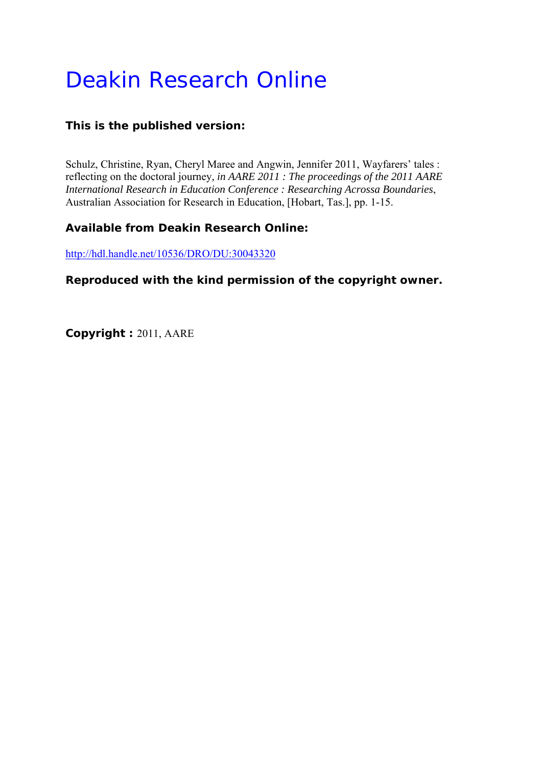# Deakin Research Online

**This is the published version:**

Schulz, Christine, Ryan, Cheryl Maree and Angwin, Jennifer 2011, Wayfarers' tales : reflecting on the doctoral journey*, in AARE 2011 : The proceedings of the 2011 AARE International Research in Education Conference : Researching Acrossa Boundaries*, Australian Association for Research in Education, [Hobart, Tas.], pp. 1-15.

**Available from Deakin Research Online:**

http://hdl.handle.net/10536/DRO/DU:30043320

**Reproduced with the kind permission of the copyright owner.**

**Copyright :** 2011, AARE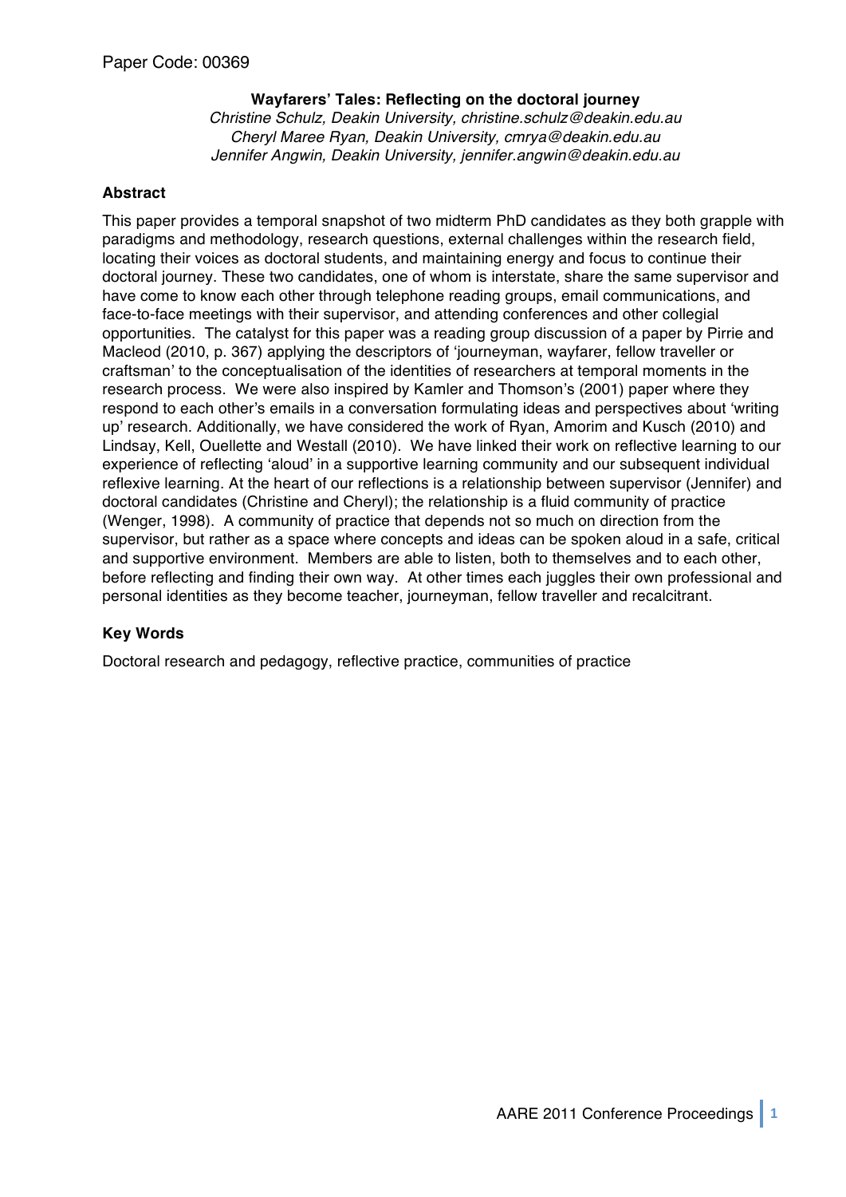Paper Code: 00369

**Wayfarers' Tales: Reflecting on the doctoral journey**

*Christine Schulz, Deakin University, christine.schulz@deakin.edu.au*
*Cheryl Maree Ryan, Deakin University, cmrya@deakin.edu.au*
*Jennifer Angwin, Deakin University, jennifer.angwin@deakin.edu.au*

## Abstract

This paper provides a temporal snapshot of two midterm PhD candidates as they both grapple with paradigms and methodology, research questions, external challenges within the research field, locating their voices as doctoral students, and maintaining energy and focus to continue their doctoral journey. These two candidates, one of whom is interstate, share the same supervisor and have come to know each other through telephone reading groups, email communications, and face-to-face meetings with their supervisor, and attending conferences and other collegial opportunities. The catalyst for this paper was a reading group discussion of a paper by Pirrie and Macleod (2010, p. 367) applying the descriptors of 'journeyman, wayfarer, fellow traveller or craftsman' to the conceptualisation of the identities of researchers at temporal moments in the research process. We were also inspired by Kamler and Thomson's (2001) paper where they respond to each other's emails in a conversation formulating ideas and perspectives about 'writing up' research. Additionally, we have considered the work of Ryan, Amorim and Kusch (2010) and Lindsay, Kell, Ouellette and Westall (2010). We have linked their work on reflective learning to our experience of reflecting 'aloud' in a supportive learning community and our subsequent individual reflexive learning. At the heart of our reflections is a relationship between supervisor (Jennifer) and doctoral candidates (Christine and Cheryl); the relationship is a fluid community of practice (Wenger, 1998). A community of practice that depends not so much on direction from the supervisor, but rather as a space where concepts and ideas can be spoken aloud in a safe, critical and supportive environment. Members are able to listen, both to themselves and to each other, before reflecting and finding their own way. At other times each juggles their own professional and personal identities as they become teacher, journeyman, fellow traveller and recalcitrant.

## Key Words

Doctoral research and pedagogy, reflective practice, communities of practice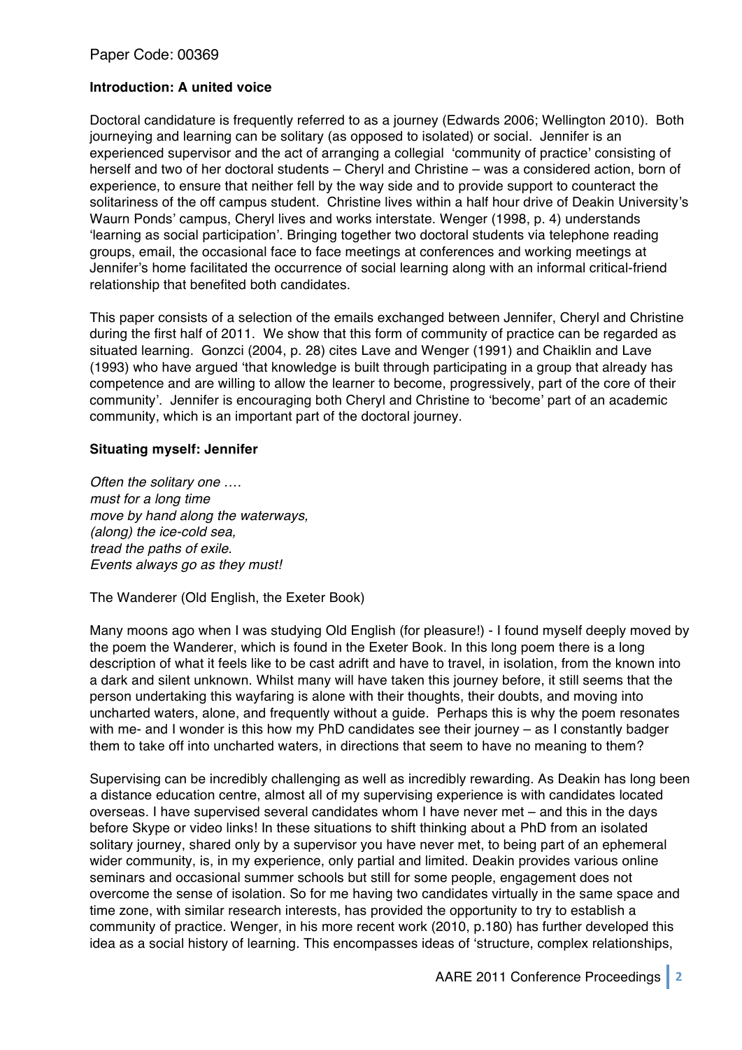Paper Code: 00369

### Introduction: A united voice

Doctoral candidature is frequently referred to as a journey (Edwards 2006; Wellington 2010). Both journeying and learning can be solitary (as opposed to isolated) or social. Jennifer is an experienced supervisor and the act of arranging a collegial 'community of practice' consisting of herself and two of her doctoral students – Cheryl and Christine – was a considered action, born of experience, to ensure that neither fell by the way side and to provide support to counteract the solitariness of the off campus student. Christine lives within a half hour drive of Deakin University's Waurn Ponds' campus, Cheryl lives and works interstate. Wenger (1998, p. 4) understands 'learning as social participation'. Bringing together two doctoral students via telephone reading groups, email, the occasional face to face meetings at conferences and working meetings at Jennifer's home facilitated the occurrence of social learning along with an informal critical-friend relationship that benefited both candidates.

This paper consists of a selection of the emails exchanged between Jennifer, Cheryl and Christine during the first half of 2011. We show that this form of community of practice can be regarded as situated learning. Gonzci (2004, p. 28) cites Lave and Wenger (1991) and Chaiklin and Lave (1993) who have argued 'that knowledge is built through participating in a group that already has competence and are willing to allow the learner to become, progressively, part of the core of their community'. Jennifer is encouraging both Cheryl and Christine to 'become' part of an academic community, which is an important part of the doctoral journey.

### Situating myself: Jennifer

*Often the solitary one ….*
*must for a long time*
*move by hand along the waterways,*
*(along) the ice-cold sea,*
*tread the paths of exile.*
*Events always go as they must!*

The Wanderer (Old English, the Exeter Book)

Many moons ago when I was studying Old English (for pleasure!) - I found myself deeply moved by the poem the Wanderer, which is found in the Exeter Book. In this long poem there is a long description of what it feels like to be cast adrift and have to travel, in isolation, from the known into a dark and silent unknown. Whilst many will have taken this journey before, it still seems that the person undertaking this wayfaring is alone with their thoughts, their doubts, and moving into uncharted waters, alone, and frequently without a guide. Perhaps this is why the poem resonates with me- and I wonder is this how my PhD candidates see their journey – as I constantly badger them to take off into uncharted waters, in directions that seem to have no meaning to them?

Supervising can be incredibly challenging as well as incredibly rewarding. As Deakin has long been a distance education centre, almost all of my supervising experience is with candidates located overseas. I have supervised several candidates whom I have never met – and this in the days before Skype or video links! In these situations to shift thinking about a PhD from an isolated solitary journey, shared only by a supervisor you have never met, to being part of an ephemeral wider community, is, in my experience, only partial and limited. Deakin provides various online seminars and occasional summer schools but still for some people, engagement does not overcome the sense of isolation. So for me having two candidates virtually in the same space and time zone, with similar research interests, has provided the opportunity to try to establish a community of practice. Wenger, in his more recent work (2010, p.180) has further developed this idea as a social history of learning. This encompasses ideas of 'structure, complex relationships,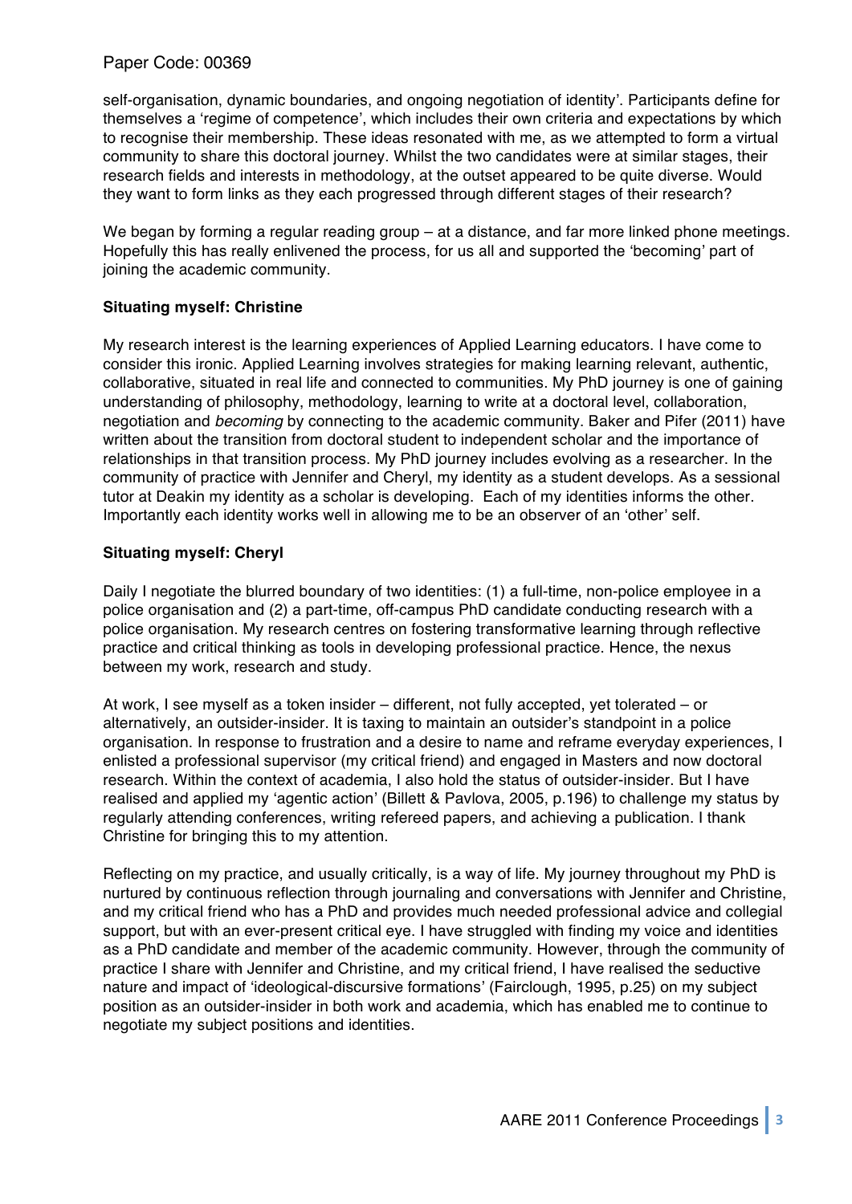self-organisation, dynamic boundaries, and ongoing negotiation of identity'. Participants define for themselves a 'regime of competence', which includes their own criteria and expectations by which to recognise their membership. These ideas resonated with me, as we attempted to form a virtual community to share this doctoral journey. Whilst the two candidates were at similar stages, their research fields and interests in methodology, at the outset appeared to be quite diverse. Would they want to form links as they each progressed through different stages of their research?

We began by forming a regular reading group – at a distance, and far more linked phone meetings. Hopefully this has really enlivened the process, for us all and supported the 'becoming' part of joining the academic community.

**Situating myself: Christine**

My research interest is the learning experiences of Applied Learning educators. I have come to consider this ironic. Applied Learning involves strategies for making learning relevant, authentic, collaborative, situated in real life and connected to communities. My PhD journey is one of gaining understanding of philosophy, methodology, learning to write at a doctoral level, collaboration, negotiation and *becoming* by connecting to the academic community. Baker and Pifer (2011) have written about the transition from doctoral student to independent scholar and the importance of relationships in that transition process. My PhD journey includes evolving as a researcher. In the community of practice with Jennifer and Cheryl, my identity as a student develops. As a sessional tutor at Deakin my identity as a scholar is developing. Each of my identities informs the other. Importantly each identity works well in allowing me to be an observer of an 'other' self.

**Situating myself: Cheryl**

Daily I negotiate the blurred boundary of two identities: (1) a full-time, non-police employee in a police organisation and (2) a part-time, off-campus PhD candidate conducting research with a police organisation. My research centres on fostering transformative learning through reflective practice and critical thinking as tools in developing professional practice. Hence, the nexus between my work, research and study.

At work, I see myself as a token insider – different, not fully accepted, yet tolerated – or alternatively, an outsider-insider. It is taxing to maintain an outsider's standpoint in a police organisation. In response to frustration and a desire to name and reframe everyday experiences, I enlisted a professional supervisor (my critical friend) and engaged in Masters and now doctoral research. Within the context of academia, I also hold the status of outsider-insider. But I have realised and applied my 'agentic action' (Billett & Pavlova, 2005, p.196) to challenge my status by regularly attending conferences, writing refereed papers, and achieving a publication. I thank Christine for bringing this to my attention.

Reflecting on my practice, and usually critically, is a way of life. My journey throughout my PhD is nurtured by continuous reflection through journaling and conversations with Jennifer and Christine, and my critical friend who has a PhD and provides much needed professional advice and collegial support, but with an ever-present critical eye. I have struggled with finding my voice and identities as a PhD candidate and member of the academic community. However, through the community of practice I share with Jennifer and Christine, and my critical friend, I have realised the seductive nature and impact of 'ideological-discursive formations' (Fairclough, 1995, p.25) on my subject position as an outsider-insider in both work and academia, which has enabled me to continue to negotiate my subject positions and identities.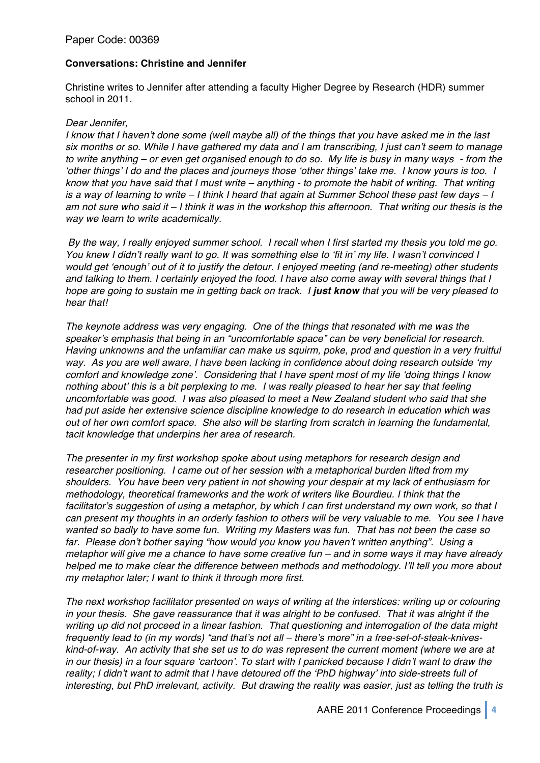Paper Code: 00369

**Conversations: Christine and Jennifer**

Christine writes to Jennifer after attending a faculty Higher Degree by Research (HDR) summer school in 2011.

*Dear Jennifer,*

*I know that I haven't done some (well maybe all) of the things that you have asked me in the last six months or so. While I have gathered my data and I am transcribing, I just can't seem to manage to write anything – or even get organised enough to do so. My life is busy in many ways - from the 'other things' I do and the places and journeys those 'other things' take me. I know yours is too. I know that you have said that I must write – anything - to promote the habit of writing. That writing is a way of learning to write – I think I heard that again at Summer School these past few days – I am not sure who said it – I think it was in the workshop this afternoon. That writing our thesis is the way we learn to write academically.*

*By the way, I really enjoyed summer school. I recall when I first started my thesis you told me go. You knew I didn't really want to go. It was something else to 'fit in' my life. I wasn't convinced I would get 'enough' out of it to justify the detour. I enjoyed meeting (and re-meeting) other students and talking to them. I certainly enjoyed the food. I have also come away with several things that I hope are going to sustain me in getting back on track. I* ***just know*** *that you will be very pleased to hear that!*

*The keynote address was very engaging. One of the things that resonated with me was the speaker's emphasis that being in an "uncomfortable space" can be very beneficial for research. Having unknowns and the unfamiliar can make us squirm, poke, prod and question in a very fruitful way. As you are well aware, I have been lacking in confidence about doing research outside 'my comfort and knowledge zone'. Considering that I have spent most of my life 'doing things I know nothing about' this is a bit perplexing to me. I was really pleased to hear her say that feeling uncomfortable was good. I was also pleased to meet a New Zealand student who said that she had put aside her extensive science discipline knowledge to do research in education which was out of her own comfort space. She also will be starting from scratch in learning the fundamental, tacit knowledge that underpins her area of research.*

*The presenter in my first workshop spoke about using metaphors for research design and researcher positioning. I came out of her session with a metaphorical burden lifted from my shoulders. You have been very patient in not showing your despair at my lack of enthusiasm for methodology, theoretical frameworks and the work of writers like Bourdieu. I think that the facilitator's suggestion of using a metaphor, by which I can first understand my own work, so that I can present my thoughts in an orderly fashion to others will be very valuable to me. You see I have wanted so badly to have some fun. Writing my Masters was fun. That has not been the case so far. Please don't bother saying "how would you know you haven't written anything". Using a metaphor will give me a chance to have some creative fun – and in some ways it may have already helped me to make clear the difference between methods and methodology. I'll tell you more about my metaphor later; I want to think it through more first.*

*The next workshop facilitator presented on ways of writing at the interstices: writing up or colouring in your thesis. She gave reassurance that it was alright to be confused. That it was alright if the writing up did not proceed in a linear fashion. That questioning and interrogation of the data might frequently lead to (in my words) "and that's not all – there's more" in a free-set-of-steak-knives-kind-of-way. An activity that she set us to do was represent the current moment (where we are at in our thesis) in a four square 'cartoon'. To start with I panicked because I didn't want to draw the reality; I didn't want to admit that I have detoured off the 'PhD highway' into side-streets full of interesting, but PhD irrelevant, activity. But drawing the reality was easier, just as telling the truth is*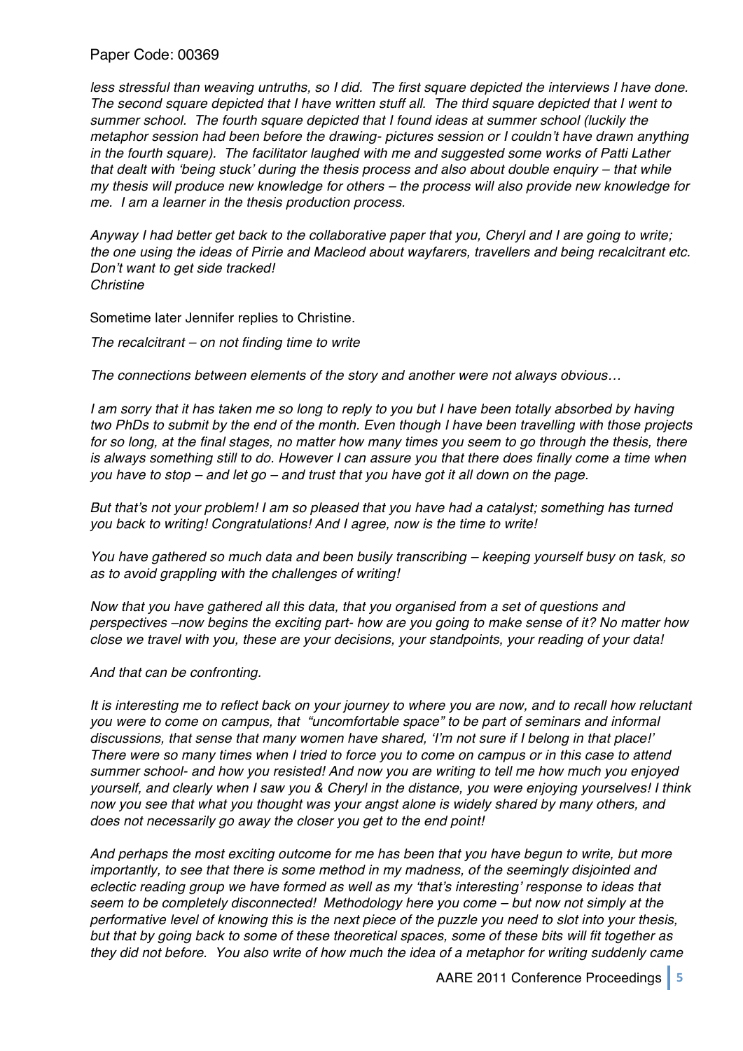*less stressful than weaving untruths, so I did. The first square depicted the interviews I have done. The second square depicted that I have written stuff all. The third square depicted that I went to summer school. The fourth square depicted that I found ideas at summer school (luckily the metaphor session had been before the drawing- pictures session or I couldn't have drawn anything in the fourth square). The facilitator laughed with me and suggested some works of Patti Lather that dealt with 'being stuck' during the thesis process and also about double enquiry – that while my thesis will produce new knowledge for others – the process will also provide new knowledge for me. I am a learner in the thesis production process.*

*Anyway I had better get back to the collaborative paper that you, Cheryl and I are going to write; the one using the ideas of Pirrie and Macleod about wayfarers, travellers and being recalcitrant etc. Don't want to get side tracked!*
*Christine*

Sometime later Jennifer replies to Christine.

*The recalcitrant – on not finding time to write*

*The connections between elements of the story and another were not always obvious…*

*I am sorry that it has taken me so long to reply to you but I have been totally absorbed by having two PhDs to submit by the end of the month. Even though I have been travelling with those projects for so long, at the final stages, no matter how many times you seem to go through the thesis, there is always something still to do. However I can assure you that there does finally come a time when you have to stop – and let go – and trust that you have got it all down on the page.*

*But that's not your problem! I am so pleased that you have had a catalyst; something has turned you back to writing! Congratulations! And I agree, now is the time to write!*

*You have gathered so much data and been busily transcribing – keeping yourself busy on task, so as to avoid grappling with the challenges of writing!*

*Now that you have gathered all this data, that you organised from a set of questions and perspectives –now begins the exciting part- how are you going to make sense of it? No matter how close we travel with you, these are your decisions, your standpoints, your reading of your data!*

*And that can be confronting.*

*It is interesting me to reflect back on your journey to where you are now, and to recall how reluctant you were to come on campus, that "uncomfortable space" to be part of seminars and informal discussions, that sense that many women have shared, 'I'm not sure if I belong in that place!' There were so many times when I tried to force you to come on campus or in this case to attend summer school- and how you resisted! And now you are writing to tell me how much you enjoyed yourself, and clearly when I saw you & Cheryl in the distance, you were enjoying yourselves! I think now you see that what you thought was your angst alone is widely shared by many others, and does not necessarily go away the closer you get to the end point!*

*And perhaps the most exciting outcome for me has been that you have begun to write, but more importantly, to see that there is some method in my madness, of the seemingly disjointed and eclectic reading group we have formed as well as my 'that's interesting' response to ideas that seem to be completely disconnected! Methodology here you come – but now not simply at the performative level of knowing this is the next piece of the puzzle you need to slot into your thesis, but that by going back to some of these theoretical spaces, some of these bits will fit together as they did not before. You also write of how much the idea of a metaphor for writing suddenly came*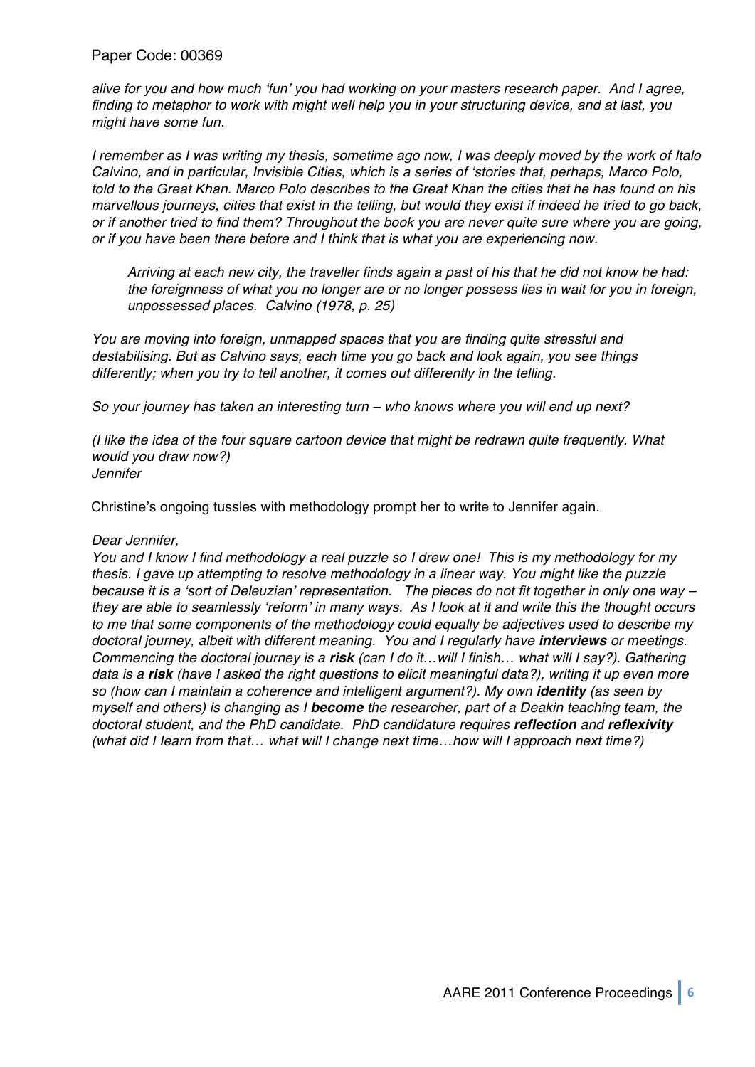*alive for you and how much 'fun' you had working on your masters research paper. And I agree, finding to metaphor to work with might well help you in your structuring device, and at last, you might have some fun.*

*I remember as I was writing my thesis, sometime ago now, I was deeply moved by the work of Italo Calvino, and in particular, Invisible Cities, which is a series of 'stories that, perhaps, Marco Polo, told to the Great Khan. Marco Polo describes to the Great Khan the cities that he has found on his marvellous journeys, cities that exist in the telling, but would they exist if indeed he tried to go back, or if another tried to find them? Throughout the book you are never quite sure where you are going, or if you have been there before and I think that is what you are experiencing now.*

> *Arriving at each new city, the traveller finds again a past of his that he did not know he had: the foreignness of what you no longer are or no longer possess lies in wait for you in foreign, unpossessed places. Calvino (1978, p. 25)*

*You are moving into foreign, unmapped spaces that you are finding quite stressful and destabilising. But as Calvino says, each time you go back and look again, you see things differently; when you try to tell another, it comes out differently in the telling.*

*So your journey has taken an interesting turn – who knows where you will end up next?*

*(I like the idea of the four square cartoon device that might be redrawn quite frequently. What would you draw now?)*
*Jennifer*

Christine's ongoing tussles with methodology prompt her to write to Jennifer again.

*Dear Jennifer,*
*You and I know I find methodology a real puzzle so I drew one! This is my methodology for my thesis. I gave up attempting to resolve methodology in a linear way. You might like the puzzle because it is a 'sort of Deleuzian' representation. The pieces do not fit together in only one way – they are able to seamlessly 'reform' in many ways. As I look at it and write this the thought occurs to me that some components of the methodology could equally be adjectives used to describe my doctoral journey, albeit with different meaning. You and I regularly have* ***interviews*** *or meetings. Commencing the doctoral journey is a* ***risk*** *(can I do it…will I finish… what will I say?). Gathering data is a* ***risk*** *(have I asked the right questions to elicit meaningful data?), writing it up even more so (how can I maintain a coherence and intelligent argument?). My own* ***identity*** *(as seen by myself and others) is changing as I* ***become*** *the researcher, part of a Deakin teaching team, the doctoral student, and the PhD candidate. PhD candidature requires* ***reflection*** *and* ***reflexivity*** *(what did I learn from that… what will I change next time…how will I approach next time?)*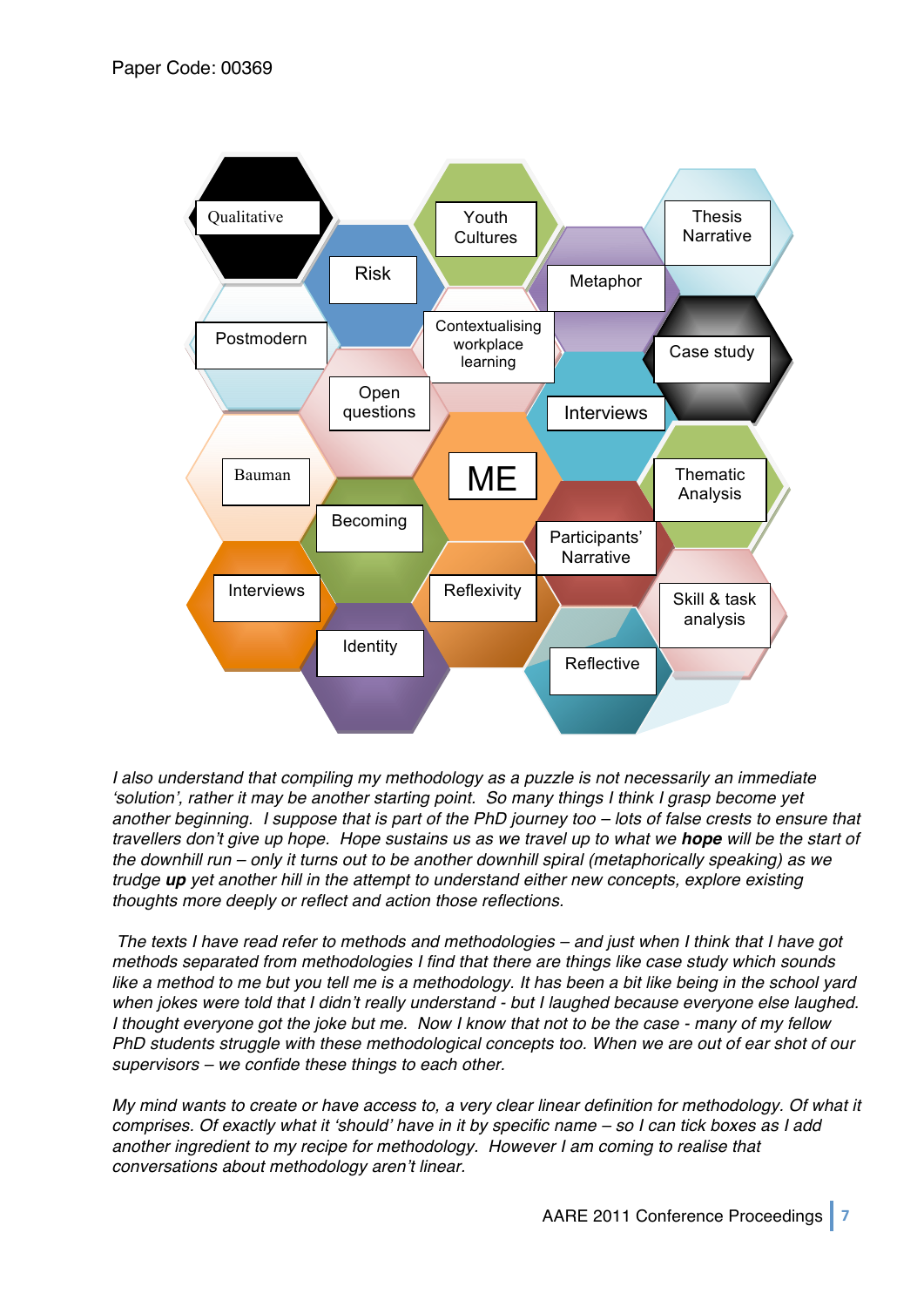Qualitative

Risk

Youth Cultures

Metaphor

Thesis Narrative

Postmodern

Contextualising workplace learning

Case study

Open questions

Interviews

Bauman

ME

Thematic Analysis

Becoming

Participants' Narrative

Interviews

Reflexivity

Skill & task analysis

Identity

Reflective

*I also understand that compiling my methodology as a puzzle is not necessarily an immediate 'solution', rather it may be another starting point. So many things I think I grasp become yet another beginning. I suppose that is part of the PhD journey too – lots of false crests to ensure that travellers don't give up hope. Hope sustains us as we travel up to what we* ***hope*** *will be the start of the downhill run – only it turns out to be another downhill spiral (metaphorically speaking) as we trudge* ***up*** *yet another hill in the attempt to understand either new concepts, explore existing thoughts more deeply or reflect and action those reflections.*

*The texts I have read refer to methods and methodologies – and just when I think that I have got methods separated from methodologies I find that there are things like case study which sounds like a method to me but you tell me is a methodology. It has been a bit like being in the school yard when jokes were told that I didn't really understand - but I laughed because everyone else laughed. I thought everyone got the joke but me. Now I know that not to be the case - many of my fellow PhD students struggle with these methodological concepts too. When we are out of ear shot of our supervisors – we confide these things to each other.*

*My mind wants to create or have access to, a very clear linear definition for methodology. Of what it comprises. Of exactly what it 'should' have in it by specific name – so I can tick boxes as I add another ingredient to my recipe for methodology. However I am coming to realise that conversations about methodology aren't linear.*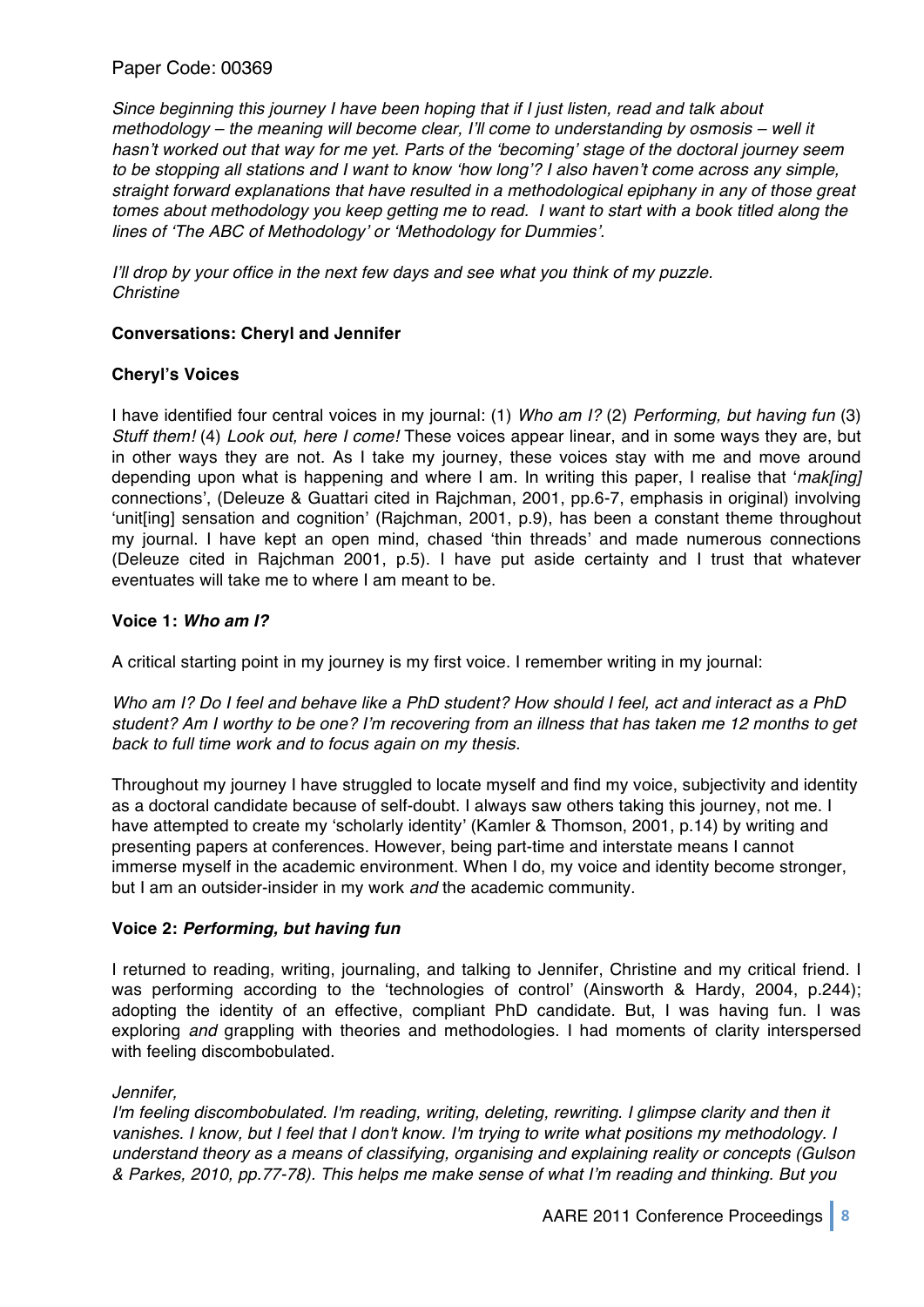*Since beginning this journey I have been hoping that if I just listen, read and talk about methodology – the meaning will become clear, I'll come to understanding by osmosis – well it hasn't worked out that way for me yet. Parts of the 'becoming' stage of the doctoral journey seem to be stopping all stations and I want to know 'how long'? I also haven't come across any simple, straight forward explanations that have resulted in a methodological epiphany in any of those great tomes about methodology you keep getting me to read. I want to start with a book titled along the lines of 'The ABC of Methodology' or 'Methodology for Dummies'.*

*I'll drop by your office in the next few days and see what you think of my puzzle.*
*Christine*

**Conversations: Cheryl and Jennifer**

**Cheryl's Voices**

I have identified four central voices in my journal: (1) *Who am I?* (2) *Performing, but having fun* (3) *Stuff them!* (4) *Look out, here I come!* These voices appear linear, and in some ways they are, but in other ways they are not. As I take my journey, these voices stay with me and move around depending upon what is happening and where I am. In writing this paper, I realise that '*mak[ing]* connections', (Deleuze & Guattari cited in Rajchman, 2001, pp.6-7, emphasis in original) involving 'unit[ing] sensation and cognition' (Rajchman, 2001, p.9), has been a constant theme throughout my journal. I have kept an open mind, chased 'thin threads' and made numerous connections (Deleuze cited in Rajchman 2001, p.5). I have put aside certainty and I trust that whatever eventuates will take me to where I am meant to be.

**Voice 1: *Who am I?***

A critical starting point in my journey is my first voice. I remember writing in my journal:

*Who am I? Do I feel and behave like a PhD student? How should I feel, act and interact as a PhD student? Am I worthy to be one? I'm recovering from an illness that has taken me 12 months to get back to full time work and to focus again on my thesis.*

Throughout my journey I have struggled to locate myself and find my voice, subjectivity and identity as a doctoral candidate because of self-doubt. I always saw others taking this journey, not me. I have attempted to create my 'scholarly identity' (Kamler & Thomson, 2001, p.14) by writing and presenting papers at conferences. However, being part-time and interstate means I cannot immerse myself in the academic environment. When I do, my voice and identity become stronger, but I am an outsider-insider in my work *and* the academic community.

**Voice 2: *Performing, but having fun***

I returned to reading, writing, journaling, and talking to Jennifer, Christine and my critical friend. I was performing according to the 'technologies of control' (Ainsworth & Hardy, 2004, p.244); adopting the identity of an effective, compliant PhD candidate. But, I was having fun. I was exploring *and* grappling with theories and methodologies. I had moments of clarity interspersed with feeling discombobulated.

*Jennifer,*
*I'm feeling discombobulated. I'm reading, writing, deleting, rewriting. I glimpse clarity and then it vanishes. I know, but I feel that I don't know. I'm trying to write what positions my methodology. I understand theory as a means of classifying, organising and explaining reality or concepts (Gulson & Parkes, 2010, pp.77-78). This helps me make sense of what I'm reading and thinking. But you*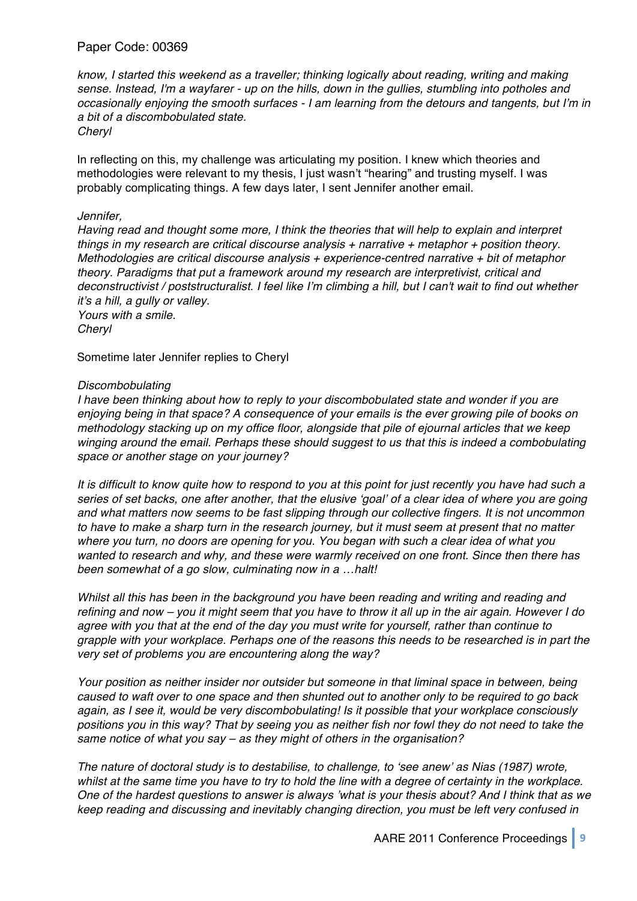*know, I started this weekend as a traveller; thinking logically about reading, writing and making sense. Instead, I'm a wayfarer - up on the hills, down in the gullies, stumbling into potholes and occasionally enjoying the smooth surfaces - I am learning from the detours and tangents, but I'm in a bit of a discombobulated state.*
*Cheryl*

In reflecting on this, my challenge was articulating my position. I knew which theories and methodologies were relevant to my thesis, I just wasn't "hearing" and trusting myself. I was probably complicating things. A few days later, I sent Jennifer another email.

*Jennifer,*
*Having read and thought some more, I think the theories that will help to explain and interpret things in my research are critical discourse analysis + narrative + metaphor + position theory. Methodologies are critical discourse analysis + experience-centred narrative + bit of metaphor theory. Paradigms that put a framework around my research are interpretivist, critical and deconstructivist / poststructuralist. I feel like I'm climbing a hill, but I can't wait to find out whether it's a hill, a gully or valley.*
*Yours with a smile.*
*Cheryl*

Sometime later Jennifer replies to Cheryl

*Discombobulating*
*I have been thinking about how to reply to your discombobulated state and wonder if you are enjoying being in that space? A consequence of your emails is the ever growing pile of books on methodology stacking up on my office floor, alongside that pile of ejournal articles that we keep winging around the email. Perhaps these should suggest to us that this is indeed a combobulating space or another stage on your journey?*

*It is difficult to know quite how to respond to you at this point for just recently you have had such a series of set backs, one after another, that the elusive 'goal' of a clear idea of where you are going and what matters now seems to be fast slipping through our collective fingers. It is not uncommon to have to make a sharp turn in the research journey, but it must seem at present that no matter where you turn, no doors are opening for you. You began with such a clear idea of what you wanted to research and why, and these were warmly received on one front. Since then there has been somewhat of a go slow, culminating now in a …halt!*

*Whilst all this has been in the background you have been reading and writing and reading and refining and now – you it might seem that you have to throw it all up in the air again. However I do agree with you that at the end of the day you must write for yourself, rather than continue to grapple with your workplace. Perhaps one of the reasons this needs to be researched is in part the very set of problems you are encountering along the way?*

*Your position as neither insider nor outsider but someone in that liminal space in between, being caused to waft over to one space and then shunted out to another only to be required to go back again, as I see it, would be very discombobulating! Is it possible that your workplace consciously positions you in this way? That by seeing you as neither fish nor fowl they do not need to take the same notice of what you say – as they might of others in the organisation?*

*The nature of doctoral study is to destabilise, to challenge, to 'see anew' as Nias (1987) wrote, whilst at the same time you have to try to hold the line with a degree of certainty in the workplace. One of the hardest questions to answer is always 'what is your thesis about? And I think that as we keep reading and discussing and inevitably changing direction, you must be left very confused in*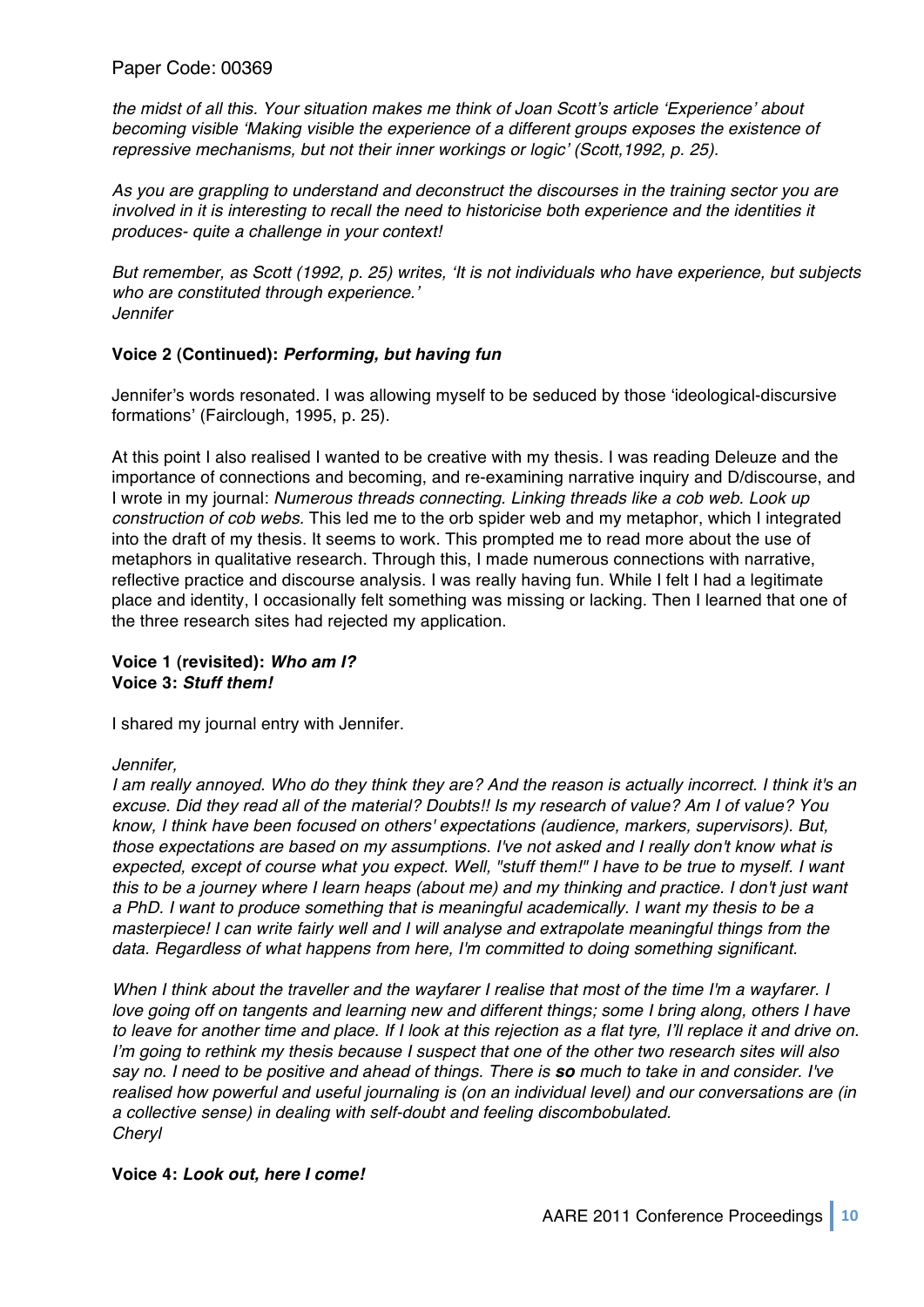*the midst of all this. Your situation makes me think of Joan Scott's article 'Experience' about becoming visible 'Making visible the experience of a different groups exposes the existence of repressive mechanisms, but not their inner workings or logic' (Scott,1992, p. 25).*

*As you are grappling to understand and deconstruct the discourses in the training sector you are involved in it is interesting to recall the need to historicise both experience and the identities it produces- quite a challenge in your context!*

*But remember, as Scott (1992, p. 25) writes, 'It is not individuals who have experience, but subjects who are constituted through experience.'*
*Jennifer*

**Voice 2 (Continued):** ***Performing, but having fun***

Jennifer's words resonated. I was allowing myself to be seduced by those 'ideological-discursive formations' (Fairclough, 1995, p. 25).

At this point I also realised I wanted to be creative with my thesis. I was reading Deleuze and the importance of connections and becoming, and re-examining narrative inquiry and D/discourse, and I wrote in my journal: *Numerous threads connecting. Linking threads like a cob web. Look up construction of cob webs.* This led me to the orb spider web and my metaphor, which I integrated into the draft of my thesis. It seems to work. This prompted me to read more about the use of metaphors in qualitative research. Through this, I made numerous connections with narrative, reflective practice and discourse analysis. I was really having fun. While I felt I had a legitimate place and identity, I occasionally felt something was missing or lacking. Then I learned that one of the three research sites had rejected my application.

**Voice 1 (revisited):** ***Who am I?***
**Voice 3:** ***Stuff them!***

I shared my journal entry with Jennifer.

*Jennifer,*
*I am really annoyed. Who do they think they are? And the reason is actually incorrect. I think it's an excuse. Did they read all of the material? Doubts!! Is my research of value? Am I of value? You know, I think have been focused on others' expectations (audience, markers, supervisors). But, those expectations are based on my assumptions. I've not asked and I really don't know what is expected, except of course what you expect. Well, "stuff them!" I have to be true to myself. I want this to be a journey where I learn heaps (about me) and my thinking and practice. I don't just want a PhD. I want to produce something that is meaningful academically. I want my thesis to be a masterpiece! I can write fairly well and I will analyse and extrapolate meaningful things from the data. Regardless of what happens from here, I'm committed to doing something significant.*

*When I think about the traveller and the wayfarer I realise that most of the time I'm a wayfarer. I love going off on tangents and learning new and different things; some I bring along, others I have to leave for another time and place. If I look at this rejection as a flat tyre, I'll replace it and drive on. I'm going to rethink my thesis because I suspect that one of the other two research sites will also say no. I need to be positive and ahead of things. There is* ***so*** *much to take in and consider. I've realised how powerful and useful journaling is (on an individual level) and our conversations are (in a collective sense) in dealing with self-doubt and feeling discombobulated.*
*Cheryl*

**Voice 4:** ***Look out, here I come!***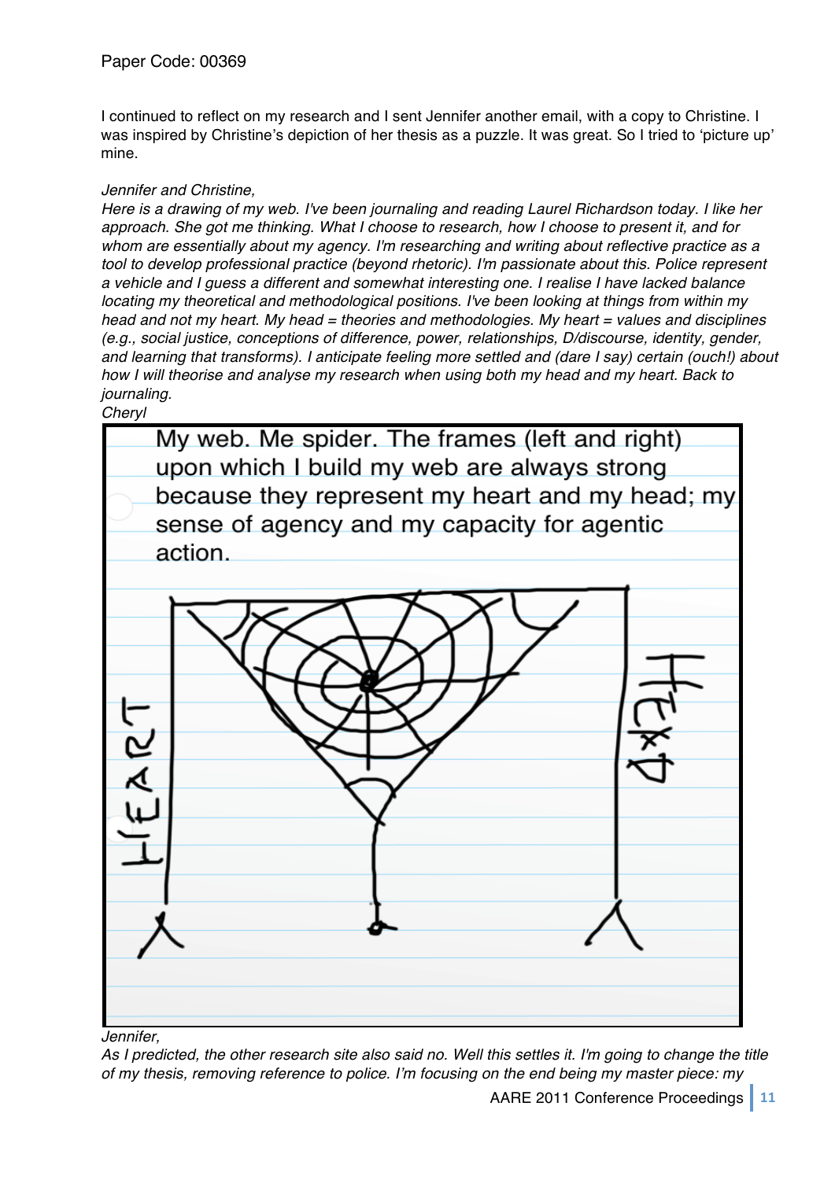I continued to reflect on my research and I sent Jennifer another email, with a copy to Christine. I was inspired by Christine's depiction of her thesis as a puzzle. It was great. So I tried to 'picture up' mine.

*Jennifer and Christine,*

*Here is a drawing of my web. I've been journaling and reading Laurel Richardson today. I like her approach. She got me thinking. What I choose to research, how I choose to present it, and for whom are essentially about my agency. I'm researching and writing about reflective practice as a tool to develop professional practice (beyond rhetoric). I'm passionate about this. Police represent a vehicle and I guess a different and somewhat interesting one. I realise I have lacked balance locating my theoretical and methodological positions. I've been looking at things from within my head and not my heart. My head = theories and methodologies. My heart = values and disciplines (e.g., social justice, conceptions of difference, power, relationships, D/discourse, identity, gender, and learning that transforms). I anticipate feeling more settled and (dare I say) certain (ouch!) about how I will theorise and analyse my research when using both my head and my heart. Back to journaling.*

*Cheryl*

My web. Me spider. The frames (left and right) upon which I build my web are always strong because they represent my heart and my head; my sense of agency and my capacity for agentic action.

HEART HEAD

*Jennifer,*

*As I predicted, the other research site also said no. Well this settles it. I'm going to change the title of my thesis, removing reference to police. I'm focusing on the end being my master piece: my*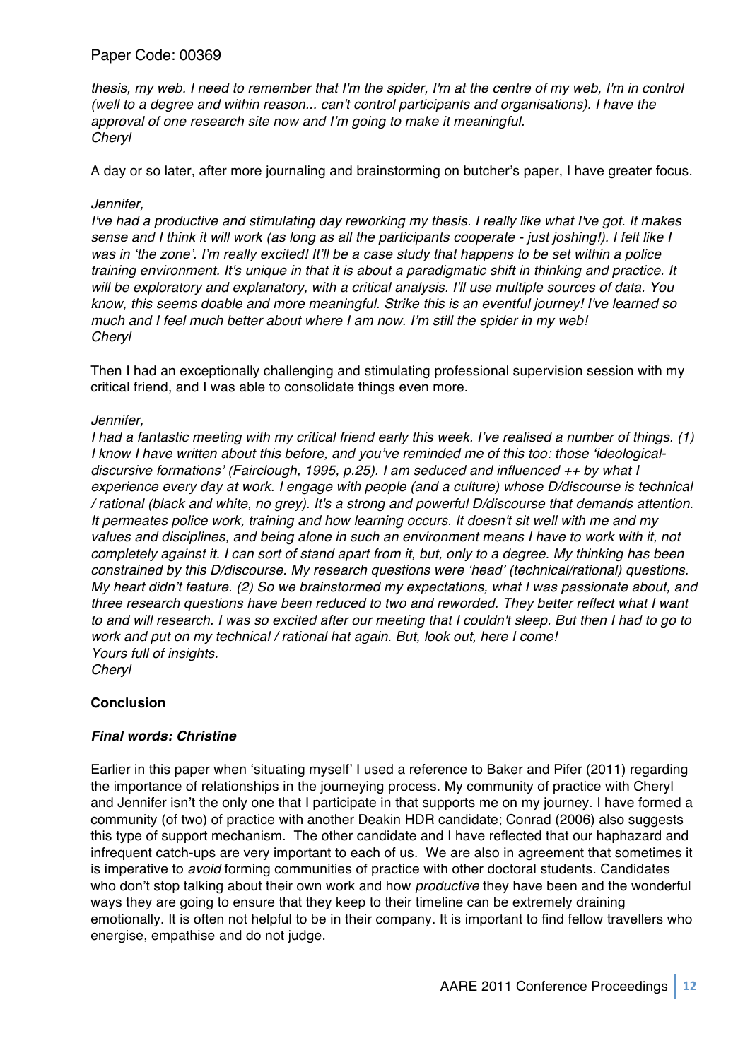*thesis, my web. I need to remember that I'm the spider, I'm at the centre of my web, I'm in control (well to a degree and within reason... can't control participants and organisations). I have the approval of one research site now and I'm going to make it meaningful.*
*Cheryl*

A day or so later, after more journaling and brainstorming on butcher's paper, I have greater focus.

*Jennifer,*
*I've had a productive and stimulating day reworking my thesis. I really like what I've got. It makes sense and I think it will work (as long as all the participants cooperate - just joshing!). I felt like I was in 'the zone'. I'm really excited! It'll be a case study that happens to be set within a police training environment. It's unique in that it is about a paradigmatic shift in thinking and practice. It will be exploratory and explanatory, with a critical analysis. I'll use multiple sources of data. You know, this seems doable and more meaningful. Strike this is an eventful journey! I've learned so much and I feel much better about where I am now. I'm still the spider in my web!*
*Cheryl*

Then I had an exceptionally challenging and stimulating professional supervision session with my critical friend, and I was able to consolidate things even more.

*Jennifer,*
*I had a fantastic meeting with my critical friend early this week. I've realised a number of things. (1) I know I have written about this before, and you've reminded me of this too: those 'ideological-discursive formations' (Fairclough, 1995, p.25). I am seduced and influenced ++ by what I experience every day at work. I engage with people (and a culture) whose D/discourse is technical / rational (black and white, no grey). It's a strong and powerful D/discourse that demands attention. It permeates police work, training and how learning occurs. It doesn't sit well with me and my values and disciplines, and being alone in such an environment means I have to work with it, not completely against it. I can sort of stand apart from it, but, only to a degree. My thinking has been constrained by this D/discourse. My research questions were 'head' (technical/rational) questions. My heart didn't feature. (2) So we brainstormed my expectations, what I was passionate about, and three research questions have been reduced to two and reworded. They better reflect what I want to and will research. I was so excited after our meeting that I couldn't sleep. But then I had to go to work and put on my technical / rational hat again. But, look out, here I come!*
*Yours full of insights.*
*Cheryl*

## Conclusion

### *Final words: Christine*

Earlier in this paper when 'situating myself' I used a reference to Baker and Pifer (2011) regarding the importance of relationships in the journeying process. My community of practice with Cheryl and Jennifer isn't the only one that I participate in that supports me on my journey. I have formed a community (of two) of practice with another Deakin HDR candidate; Conrad (2006) also suggests this type of support mechanism. The other candidate and I have reflected that our haphazard and infrequent catch-ups are very important to each of us. We are also in agreement that sometimes it is imperative to *avoid* forming communities of practice with other doctoral students. Candidates who don't stop talking about their own work and how *productive* they have been and the wonderful ways they are going to ensure that they keep to their timeline can be extremely draining emotionally. It is often not helpful to be in their company. It is important to find fellow travellers who energise, empathise and do not judge.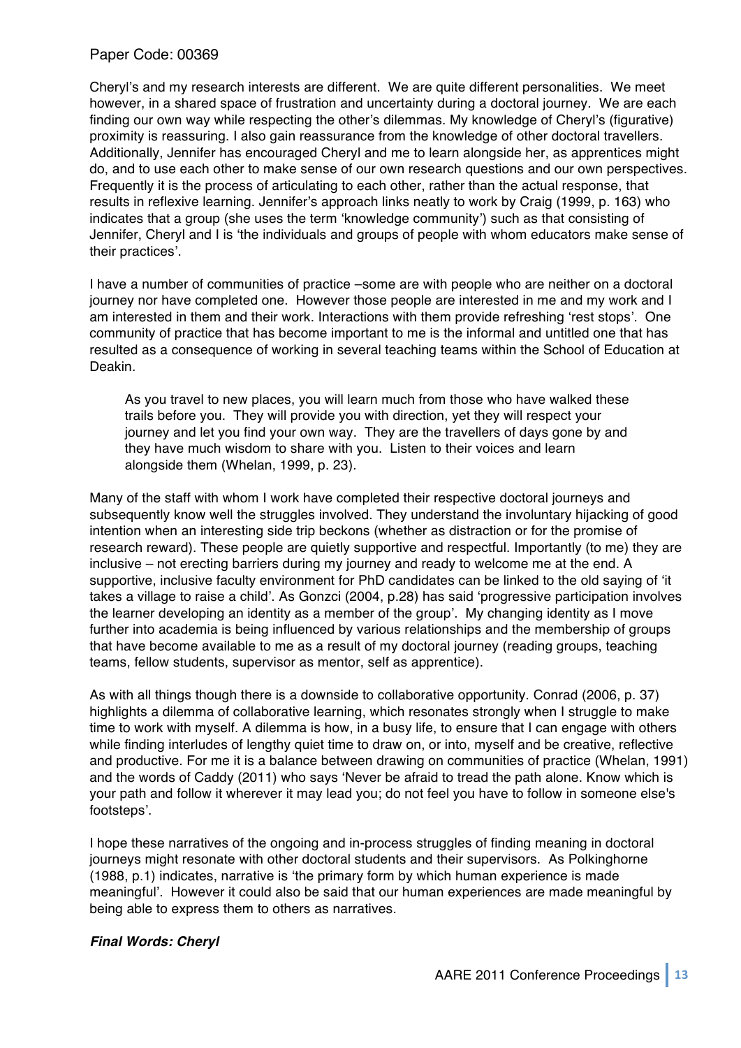Cheryl's and my research interests are different. We are quite different personalities. We meet however, in a shared space of frustration and uncertainty during a doctoral journey. We are each finding our own way while respecting the other's dilemmas. My knowledge of Cheryl's (figurative) proximity is reassuring. I also gain reassurance from the knowledge of other doctoral travellers. Additionally, Jennifer has encouraged Cheryl and me to learn alongside her, as apprentices might do, and to use each other to make sense of our own research questions and our own perspectives. Frequently it is the process of articulating to each other, rather than the actual response, that results in reflexive learning. Jennifer's approach links neatly to work by Craig (1999, p. 163) who indicates that a group (she uses the term 'knowledge community') such as that consisting of Jennifer, Cheryl and I is 'the individuals and groups of people with whom educators make sense of their practices'.

I have a number of communities of practice –some are with people who are neither on a doctoral journey nor have completed one. However those people are interested in me and my work and I am interested in them and their work. Interactions with them provide refreshing 'rest stops'. One community of practice that has become important to me is the informal and untitled one that has resulted as a consequence of working in several teaching teams within the School of Education at Deakin.

> As you travel to new places, you will learn much from those who have walked these trails before you. They will provide you with direction, yet they will respect your journey and let you find your own way. They are the travellers of days gone by and they have much wisdom to share with you. Listen to their voices and learn alongside them (Whelan, 1999, p. 23).

Many of the staff with whom I work have completed their respective doctoral journeys and subsequently know well the struggles involved. They understand the involuntary hijacking of good intention when an interesting side trip beckons (whether as distraction or for the promise of research reward). These people are quietly supportive and respectful. Importantly (to me) they are inclusive – not erecting barriers during my journey and ready to welcome me at the end. A supportive, inclusive faculty environment for PhD candidates can be linked to the old saying of 'it takes a village to raise a child'. As Gonzci (2004, p.28) has said 'progressive participation involves the learner developing an identity as a member of the group'. My changing identity as I move further into academia is being influenced by various relationships and the membership of groups that have become available to me as a result of my doctoral journey (reading groups, teaching teams, fellow students, supervisor as mentor, self as apprentice).

As with all things though there is a downside to collaborative opportunity. Conrad (2006, p. 37) highlights a dilemma of collaborative learning, which resonates strongly when I struggle to make time to work with myself. A dilemma is how, in a busy life, to ensure that I can engage with others while finding interludes of lengthy quiet time to draw on, or into, myself and be creative, reflective and productive. For me it is a balance between drawing on communities of practice (Whelan, 1991) and the words of Caddy (2011) who says 'Never be afraid to tread the path alone. Know which is your path and follow it wherever it may lead you; do not feel you have to follow in someone else's footsteps'.

I hope these narratives of the ongoing and in-process struggles of finding meaning in doctoral journeys might resonate with other doctoral students and their supervisors. As Polkinghorne (1988, p.1) indicates, narrative is 'the primary form by which human experience is made meaningful'. However it could also be said that our human experiences are made meaningful by being able to express them to others as narratives.

***Final Words: Cheryl***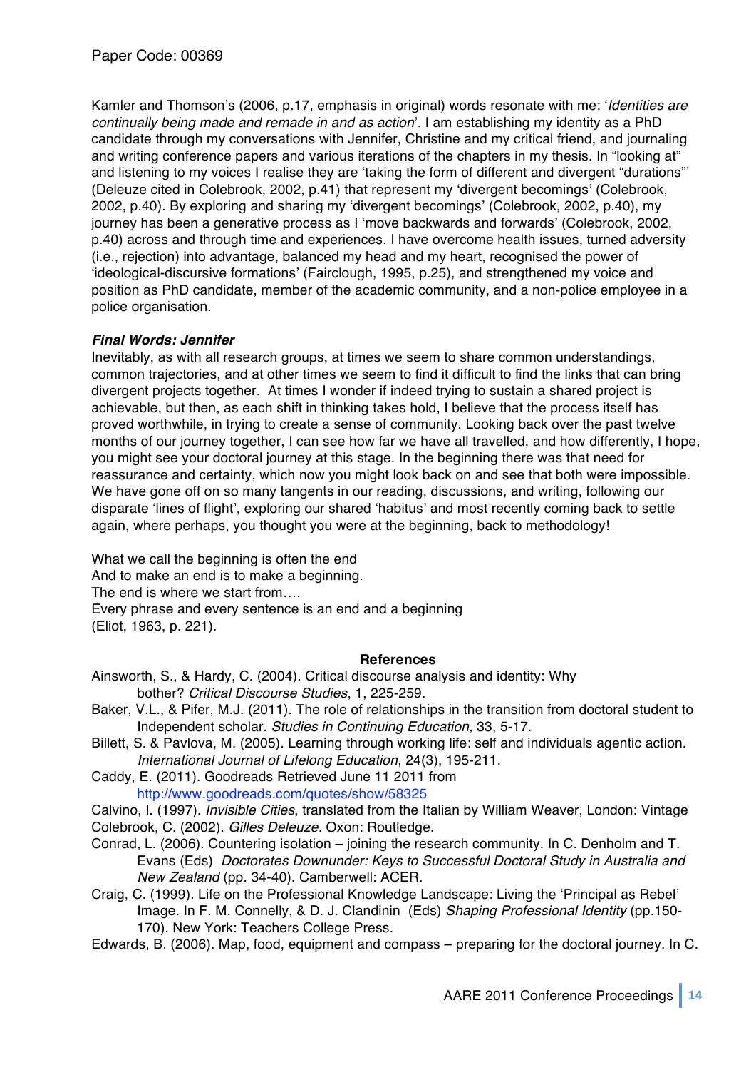Kamler and Thomson's (2006, p.17, emphasis in original) words resonate with me: '*Identities are continually being made and remade in and as action*'. I am establishing my identity as a PhD candidate through my conversations with Jennifer, Christine and my critical friend, and journaling and writing conference papers and various iterations of the chapters in my thesis. In "looking at" and listening to my voices I realise they are 'taking the form of different and divergent "durations"' (Deleuze cited in Colebrook, 2002, p.41) that represent my 'divergent becomings' (Colebrook, 2002, p.40). By exploring and sharing my 'divergent becomings' (Colebrook, 2002, p.40), my journey has been a generative process as I 'move backwards and forwards' (Colebrook, 2002, p.40) across and through time and experiences. I have overcome health issues, turned adversity (i.e., rejection) into advantage, balanced my head and my heart, recognised the power of 'ideological-discursive formations' (Fairclough, 1995, p.25), and strengthened my voice and position as PhD candidate, member of the academic community, and a non-police employee in a police organisation.

***Final Words: Jennifer***

Inevitably, as with all research groups, at times we seem to share common understandings, common trajectories, and at other times we seem to find it difficult to find the links that can bring divergent projects together. At times I wonder if indeed trying to sustain a shared project is achievable, but then, as each shift in thinking takes hold, I believe that the process itself has proved worthwhile, in trying to create a sense of community. Looking back over the past twelve months of our journey together, I can see how far we have all travelled, and how differently, I hope, you might see your doctoral journey at this stage. In the beginning there was that need for reassurance and certainty, which now you might look back on and see that both were impossible. We have gone off on so many tangents in our reading, discussions, and writing, following our disparate 'lines of flight', exploring our shared 'habitus' and most recently coming back to settle again, where perhaps, you thought you were at the beginning, back to methodology!

What we call the beginning is often the end
And to make an end is to make a beginning.
The end is where we start from….
Every phrase and every sentence is an end and a beginning
(Eliot, 1963, p. 221).

**References**

Ainsworth, S., & Hardy, C. (2004). Critical discourse analysis and identity: Why bother? *Critical Discourse Studies*, 1, 225-259.

Baker, V.L., & Pifer, M.J. (2011). The role of relationships in the transition from doctoral student to Independent scholar. *Studies in Continuing Education,* 33, 5-17.

Billett, S. & Pavlova, M. (2005). Learning through working life: self and individuals agentic action. *International Journal of Lifelong Education*, 24(3), 195-211.

Caddy, E. (2011). Goodreads Retrieved June 11 2011 from http://www.goodreads.com/quotes/show/58325

Calvino, I. (1997). *Invisible Cities*, translated from the Italian by William Weaver, London: Vintage

Colebrook, C. (2002). *Gilles Deleuze.* Oxon: Routledge.

Conrad, L. (2006). Countering isolation – joining the research community. In C. Denholm and T. Evans (Eds) *Doctorates Downunder: Keys to Successful Doctoral Study in Australia and New Zealand* (pp. 34-40). Camberwell: ACER.

Craig, C. (1999). Life on the Professional Knowledge Landscape: Living the 'Principal as Rebel' Image. In F. M. Connelly, & D. J. Clandinin (Eds) *Shaping Professional Identity* (pp.150-170). New York: Teachers College Press.

Edwards, B. (2006). Map, food, equipment and compass – preparing for the doctoral journey. In C.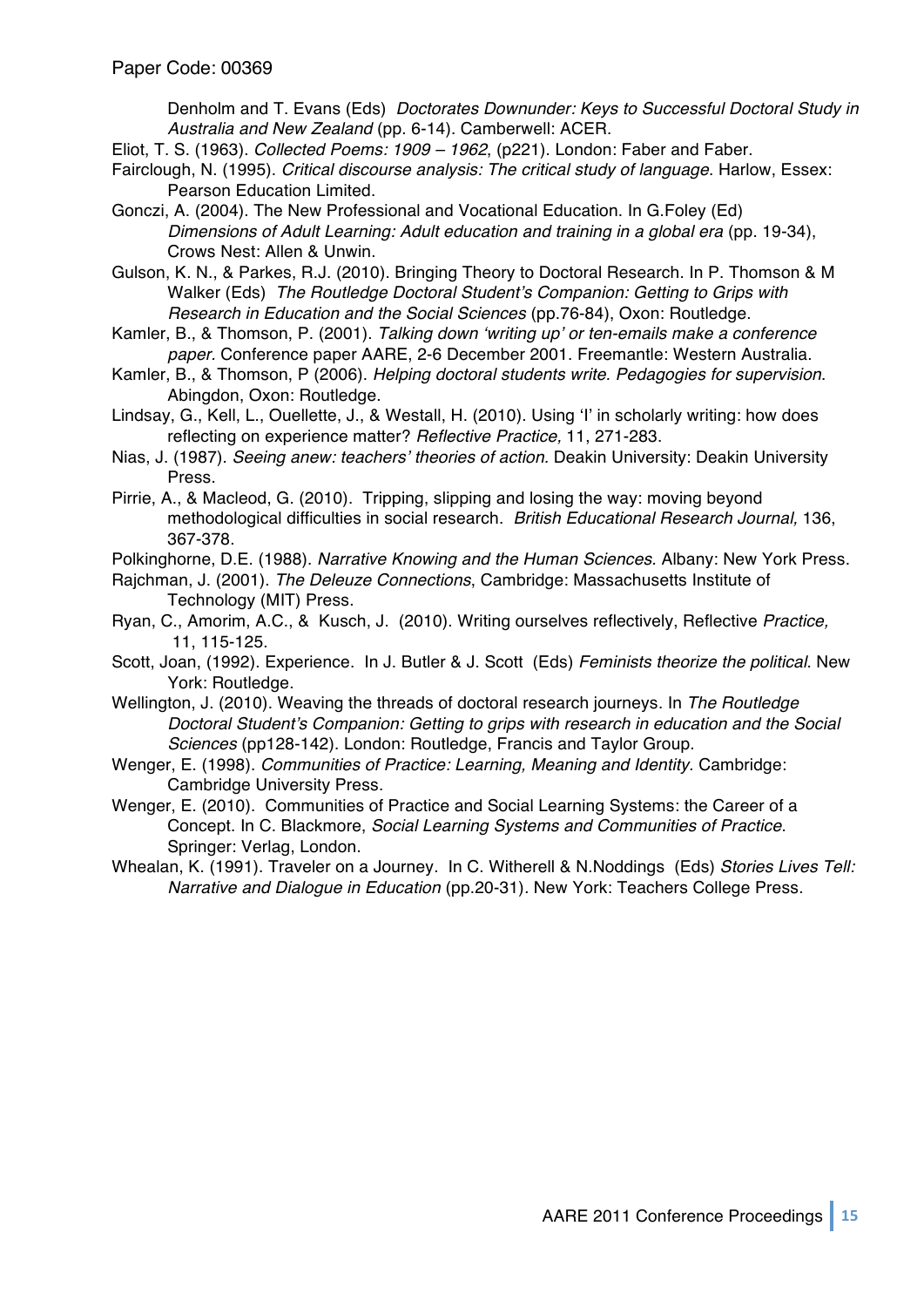Denholm and T. Evans (Eds) *Doctorates Downunder: Keys to Successful Doctoral Study in Australia and New Zealand* (pp. 6-14). Camberwell: ACER.

Eliot, T. S. (1963). *Collected Poems: 1909 – 1962*, (p221). London: Faber and Faber.

Fairclough, N. (1995). *Critical discourse analysis: The critical study of language*. Harlow, Essex: Pearson Education Limited.

Gonczi, A. (2004). The New Professional and Vocational Education. In G.Foley (Ed) *Dimensions of Adult Learning: Adult education and training in a global era* (pp. 19-34), Crows Nest: Allen & Unwin.

Gulson, K. N., & Parkes, R.J. (2010). Bringing Theory to Doctoral Research. In P. Thomson & M Walker (Eds) *The Routledge Doctoral Student's Companion: Getting to Grips with Research in Education and the Social Sciences* (pp.76-84), Oxon: Routledge.

Kamler, B., & Thomson, P. (2001). *Talking down 'writing up' or ten-emails make a conference paper*. Conference paper AARE, 2-6 December 2001. Freemantle: Western Australia.

Kamler, B., & Thomson, P (2006). *Helping doctoral students write. Pedagogies for supervision*. Abingdon, Oxon: Routledge.

Lindsay, G., Kell, L., Ouellette, J., & Westall, H. (2010). Using 'I' in scholarly writing: how does reflecting on experience matter? *Reflective Practice,* 11, 271-283.

Nias, J. (1987). *Seeing anew: teachers' theories of action.* Deakin University: Deakin University Press.

Pirrie, A., & Macleod, G. (2010). Tripping, slipping and losing the way: moving beyond methodological difficulties in social research. *British Educational Research Journal,* 136, 367-378.

Polkinghorne, D.E. (1988). *Narrative Knowing and the Human Sciences.* Albany: New York Press.

Rajchman, J. (2001). *The Deleuze Connections*, Cambridge: Massachusetts Institute of Technology (MIT) Press.

Ryan, C., Amorim, A.C., & Kusch, J. (2010). Writing ourselves reflectively, Reflective *Practice,* 11, 115-125.

Scott, Joan, (1992). Experience. In J. Butler & J. Scott (Eds) *Feminists theorize the political*. New York: Routledge.

Wellington, J. (2010). Weaving the threads of doctoral research journeys. In *The Routledge Doctoral Student's Companion: Getting to grips with research in education and the Social Sciences* (pp128-142). London: Routledge, Francis and Taylor Group.

Wenger, E. (1998). *Communities of Practice: Learning, Meaning and Identity.* Cambridge: Cambridge University Press.

Wenger, E. (2010). Communities of Practice and Social Learning Systems: the Career of a Concept. In C. Blackmore, *Social Learning Systems and Communities of Practice*. Springer: Verlag, London.

Whealan, K. (1991). Traveler on a Journey. In C. Witherell & N.Noddings (Eds) *Stories Lives Tell: Narrative and Dialogue in Education* (pp.20-31). New York: Teachers College Press.